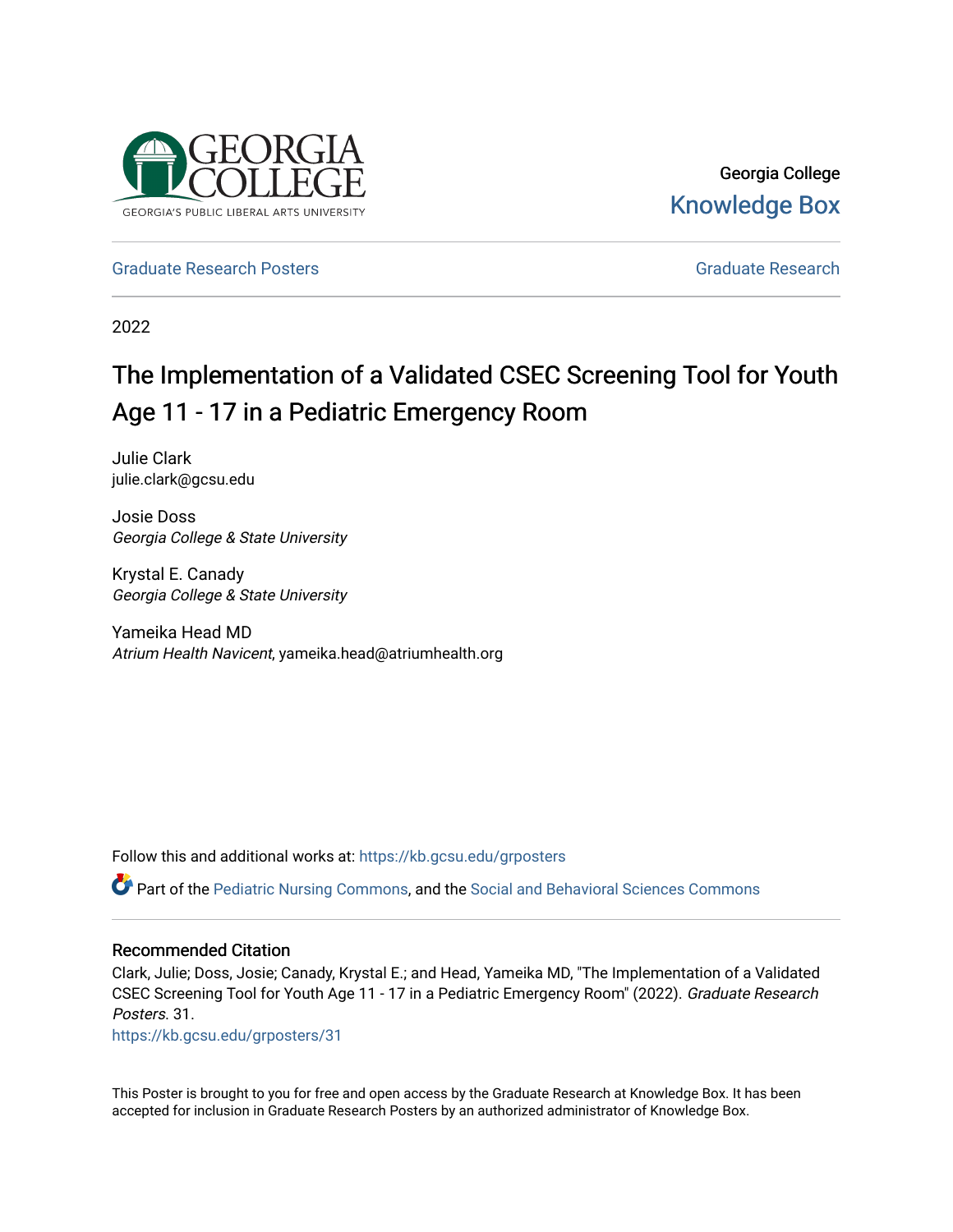Georgia College

Knowledge Box

Graduate Research Posters

Graduate Research

2022

# The Implementation of a Validated CSEC Screening Tool for Youth Age 11 - 17 in a Pediatric Emergency Room

Julie Clark
julie.clark@gcsu.edu

Josie Doss
*Georgia College & State University*

Krystal E. Canady
*Georgia College & State University*

Yameika Head MD
*Atrium Health Navicent*, yameika.head@atriumhealth.org

Follow this and additional works at: https://kb.gcsu.edu/grposters

Part of the Pediatric Nursing Commons, and the Social and Behavioral Sciences Commons

## Recommended Citation

Clark, Julie; Doss, Josie; Canady, Krystal E.; and Head, Yameika MD, "The Implementation of a Validated CSEC Screening Tool for Youth Age 11 - 17 in a Pediatric Emergency Room" (2022). *Graduate Research Posters*. 31.
https://kb.gcsu.edu/grposters/31

This Poster is brought to you for free and open access by the Graduate Research at Knowledge Box. It has been accepted for inclusion in Graduate Research Posters by an authorized administrator of Knowledge Box.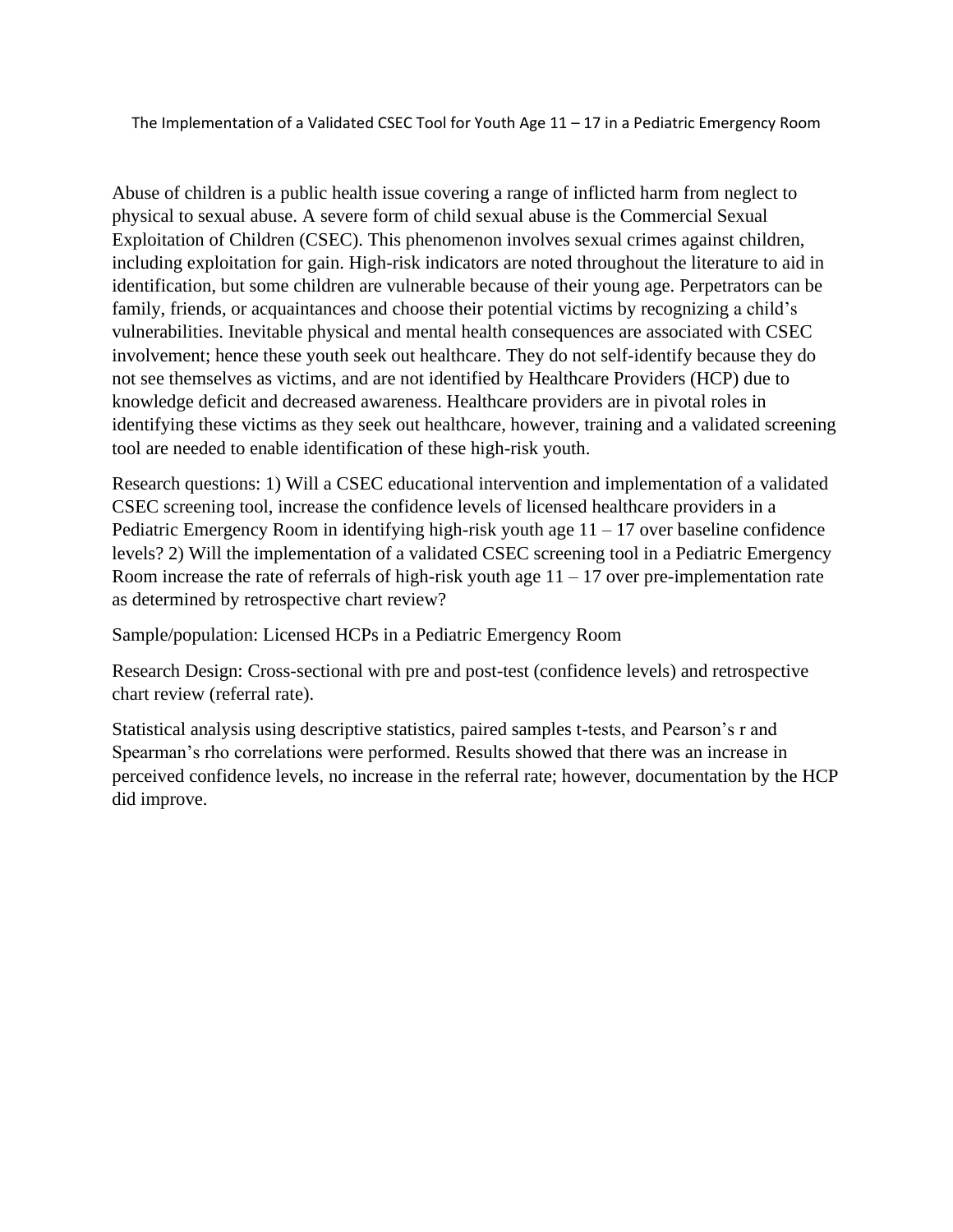# The Implementation of a Validated CSEC Tool for Youth Age 11 – 17 in a Pediatric Emergency Room

Abuse of children is a public health issue covering a range of inflicted harm from neglect to physical to sexual abuse. A severe form of child sexual abuse is the Commercial Sexual Exploitation of Children (CSEC). This phenomenon involves sexual crimes against children, including exploitation for gain. High-risk indicators are noted throughout the literature to aid in identification, but some children are vulnerable because of their young age. Perpetrators can be family, friends, or acquaintances and choose their potential victims by recognizing a child's vulnerabilities. Inevitable physical and mental health consequences are associated with CSEC involvement; hence these youth seek out healthcare. They do not self-identify because they do not see themselves as victims, and are not identified by Healthcare Providers (HCP) due to knowledge deficit and decreased awareness. Healthcare providers are in pivotal roles in identifying these victims as they seek out healthcare, however, training and a validated screening tool are needed to enable identification of these high-risk youth.

Research questions: 1) Will a CSEC educational intervention and implementation of a validated CSEC screening tool, increase the confidence levels of licensed healthcare providers in a Pediatric Emergency Room in identifying high-risk youth age 11 – 17 over baseline confidence levels? 2) Will the implementation of a validated CSEC screening tool in a Pediatric Emergency Room increase the rate of referrals of high-risk youth age 11 – 17 over pre-implementation rate as determined by retrospective chart review?

Sample/population: Licensed HCPs in a Pediatric Emergency Room

Research Design: Cross-sectional with pre and post-test (confidence levels) and retrospective chart review (referral rate).

Statistical analysis using descriptive statistics, paired samples t-tests, and Pearson's r and Spearman's rho correlations were performed. Results showed that there was an increase in perceived confidence levels, no increase in the referral rate; however, documentation by the HCP did improve.